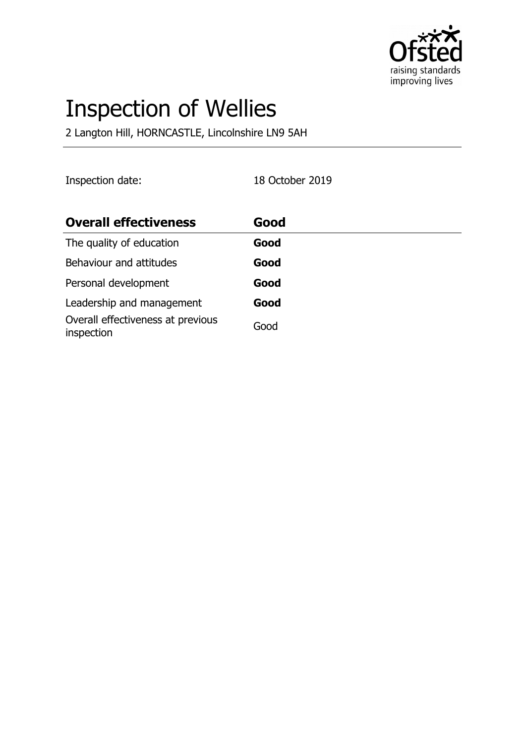# Inspection of Wellies

2 Langton Hill, HORNCASTLE, Lincolnshire LN9 5AH

Inspection date: 18 October 2019

| | |
|---|---|
| **Overall effectiveness** | **Good** |
| The quality of education | **Good** |
| Behaviour and attitudes | **Good** |
| Personal development | **Good** |
| Leadership and management | **Good** |
| Overall effectiveness at previous inspection | Good |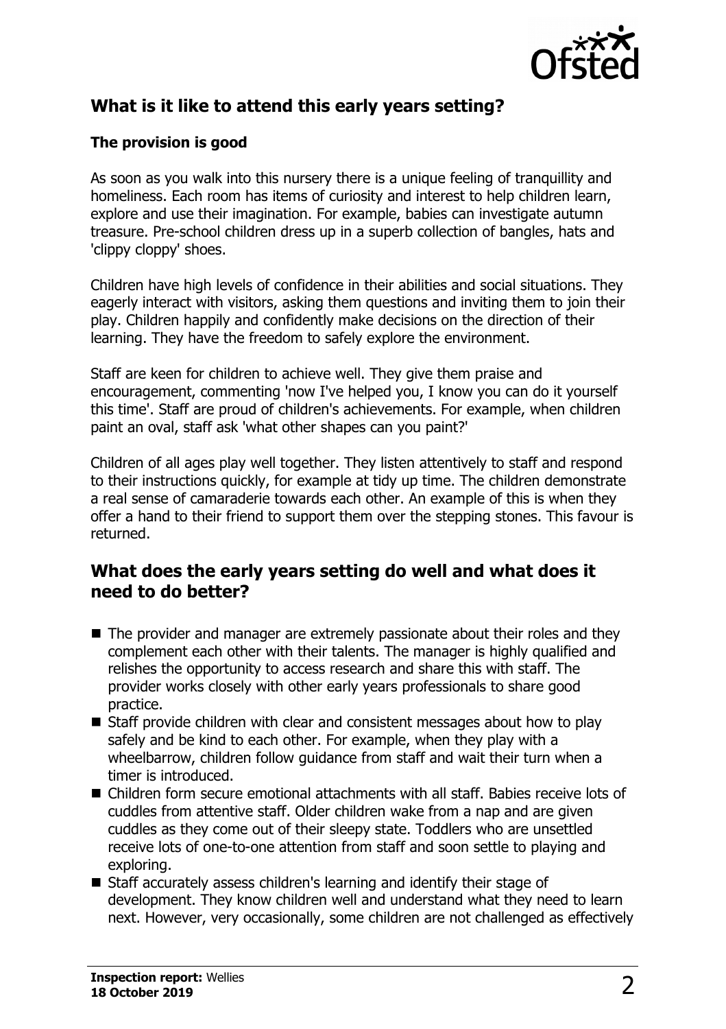## What is it like to attend this early years setting?

### The provision is good

As soon as you walk into this nursery there is a unique feeling of tranquillity and homeliness. Each room has items of curiosity and interest to help children learn, explore and use their imagination. For example, babies can investigate autumn treasure. Pre-school children dress up in a superb collection of bangles, hats and 'clippy cloppy' shoes.

Children have high levels of confidence in their abilities and social situations. They eagerly interact with visitors, asking them questions and inviting them to join their play. Children happily and confidently make decisions on the direction of their learning. They have the freedom to safely explore the environment.

Staff are keen for children to achieve well. They give them praise and encouragement, commenting 'now I've helped you, I know you can do it yourself this time'. Staff are proud of children's achievements. For example, when children paint an oval, staff ask 'what other shapes can you paint?'

Children of all ages play well together. They listen attentively to staff and respond to their instructions quickly, for example at tidy up time. The children demonstrate a real sense of camaraderie towards each other. An example of this is when they offer a hand to their friend to support them over the stepping stones. This favour is returned.

## What does the early years setting do well and what does it need to do better?

- The provider and manager are extremely passionate about their roles and they complement each other with their talents. The manager is highly qualified and relishes the opportunity to access research and share this with staff. The provider works closely with other early years professionals to share good practice.
- Staff provide children with clear and consistent messages about how to play safely and be kind to each other. For example, when they play with a wheelbarrow, children follow guidance from staff and wait their turn when a timer is introduced.
- Children form secure emotional attachments with all staff. Babies receive lots of cuddles from attentive staff. Older children wake from a nap and are given cuddles as they come out of their sleepy state. Toddlers who are unsettled receive lots of one-to-one attention from staff and soon settle to playing and exploring.
- Staff accurately assess children's learning and identify their stage of development. They know children well and understand what they need to learn next. However, very occasionally, some children are not challenged as effectively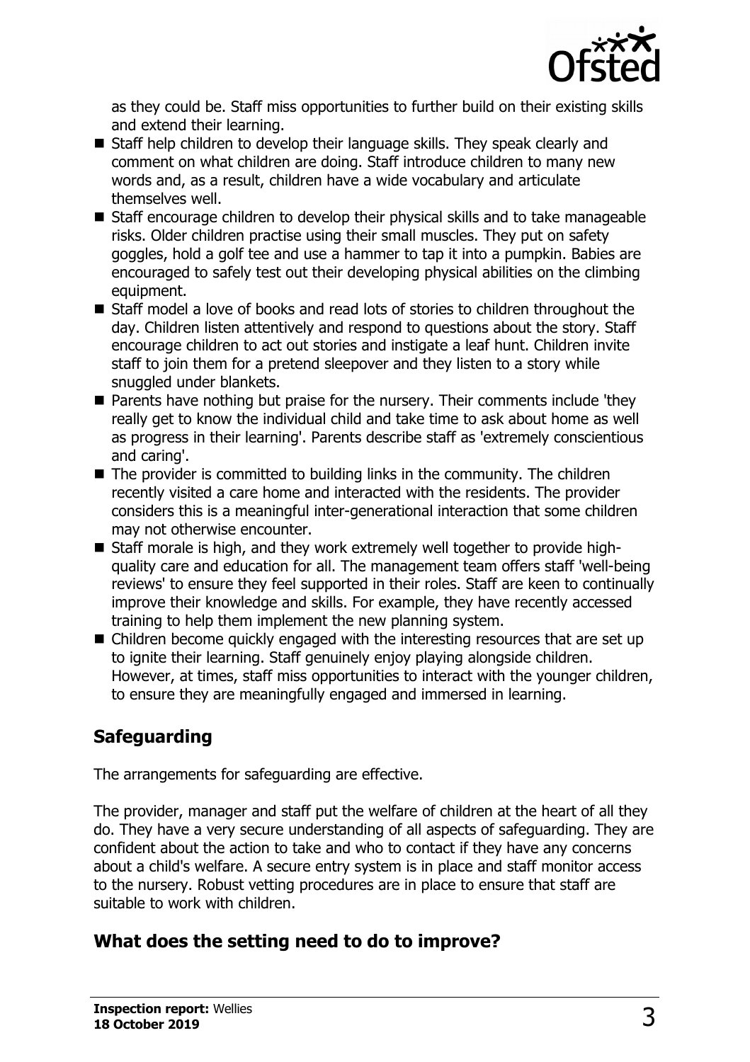as they could be. Staff miss opportunities to further build on their existing skills and extend their learning.

- Staff help children to develop their language skills. They speak clearly and comment on what children are doing. Staff introduce children to many new words and, as a result, children have a wide vocabulary and articulate themselves well.
- Staff encourage children to develop their physical skills and to take manageable risks. Older children practise using their small muscles. They put on safety goggles, hold a golf tee and use a hammer to tap it into a pumpkin. Babies are encouraged to safely test out their developing physical abilities on the climbing equipment.
- Staff model a love of books and read lots of stories to children throughout the day. Children listen attentively and respond to questions about the story. Staff encourage children to act out stories and instigate a leaf hunt. Children invite staff to join them for a pretend sleepover and they listen to a story while snuggled under blankets.
- Parents have nothing but praise for the nursery. Their comments include 'they really get to know the individual child and take time to ask about home as well as progress in their learning'. Parents describe staff as 'extremely conscientious and caring'.
- The provider is committed to building links in the community. The children recently visited a care home and interacted with the residents. The provider considers this is a meaningful inter-generational interaction that some children may not otherwise encounter.
- Staff morale is high, and they work extremely well together to provide high-quality care and education for all. The management team offers staff 'well-being reviews' to ensure they feel supported in their roles. Staff are keen to continually improve their knowledge and skills. For example, they have recently accessed training to help them implement the new planning system.
- Children become quickly engaged with the interesting resources that are set up to ignite their learning. Staff genuinely enjoy playing alongside children. However, at times, staff miss opportunities to interact with the younger children, to ensure they are meaningfully engaged and immersed in learning.

## Safeguarding

The arrangements for safeguarding are effective.

The provider, manager and staff put the welfare of children at the heart of all they do. They have a very secure understanding of all aspects of safeguarding. They are confident about the action to take and who to contact if they have any concerns about a child's welfare. A secure entry system is in place and staff monitor access to the nursery. Robust vetting procedures are in place to ensure that staff are suitable to work with children.

## What does the setting need to do to improve?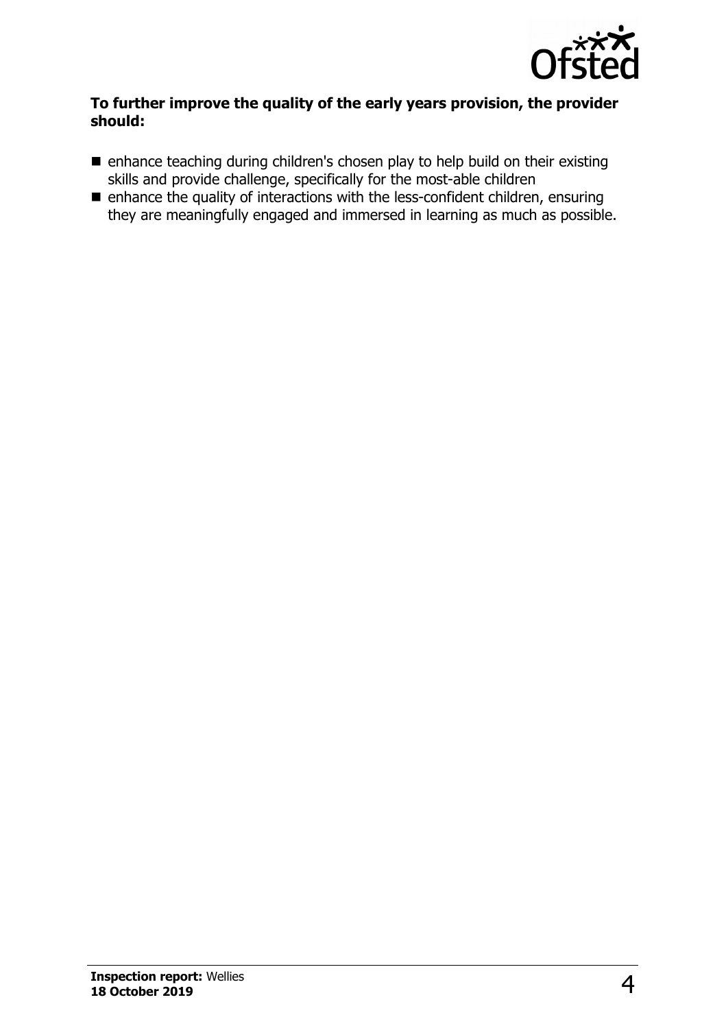**To further improve the quality of the early years provision, the provider should:**

- enhance teaching during children's chosen play to help build on their existing skills and provide challenge, specifically for the most-able children
- enhance the quality of interactions with the less-confident children, ensuring they are meaningfully engaged and immersed in learning as much as possible.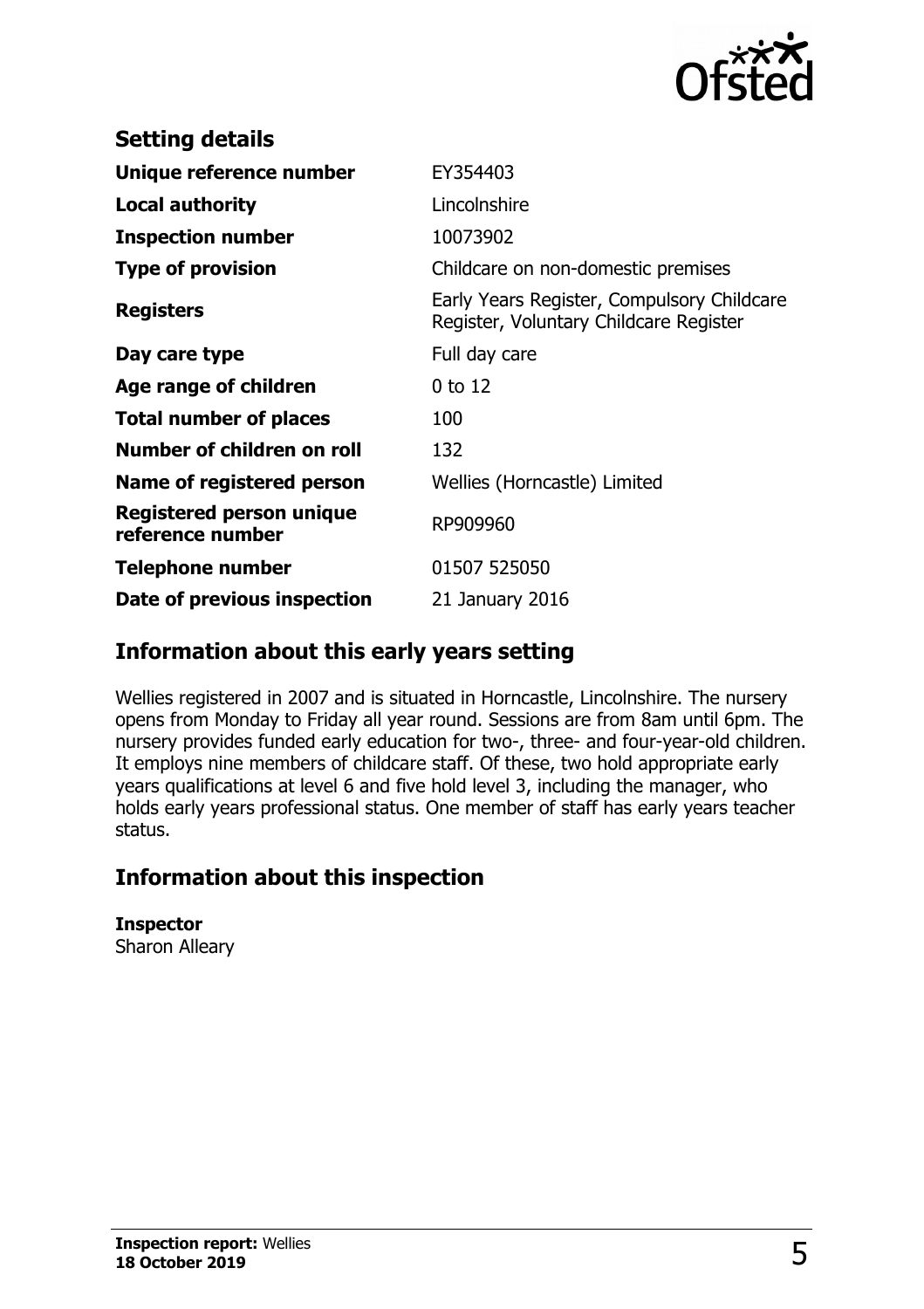## Setting details

| | |
|---|---|
| **Unique reference number** | EY354403 |
| **Local authority** | Lincolnshire |
| **Inspection number** | 10073902 |
| **Type of provision** | Childcare on non-domestic premises |
| **Registers** | Early Years Register, Compulsory Childcare Register, Voluntary Childcare Register |
| **Day care type** | Full day care |
| **Age range of children** | 0 to 12 |
| **Total number of places** | 100 |
| **Number of children on roll** | 132 |
| **Name of registered person** | Wellies (Horncastle) Limited |
| **Registered person unique reference number** | RP909960 |
| **Telephone number** | 01507 525050 |
| **Date of previous inspection** | 21 January 2016 |

## Information about this early years setting

Wellies registered in 2007 and is situated in Horncastle, Lincolnshire. The nursery opens from Monday to Friday all year round. Sessions are from 8am until 6pm. The nursery provides funded early education for two-, three- and four-year-old children. It employs nine members of childcare staff. Of these, two hold appropriate early years qualifications at level 6 and five hold level 3, including the manager, who holds early years professional status. One member of staff has early years teacher status.

## Information about this inspection

**Inspector**
Sharon Alleary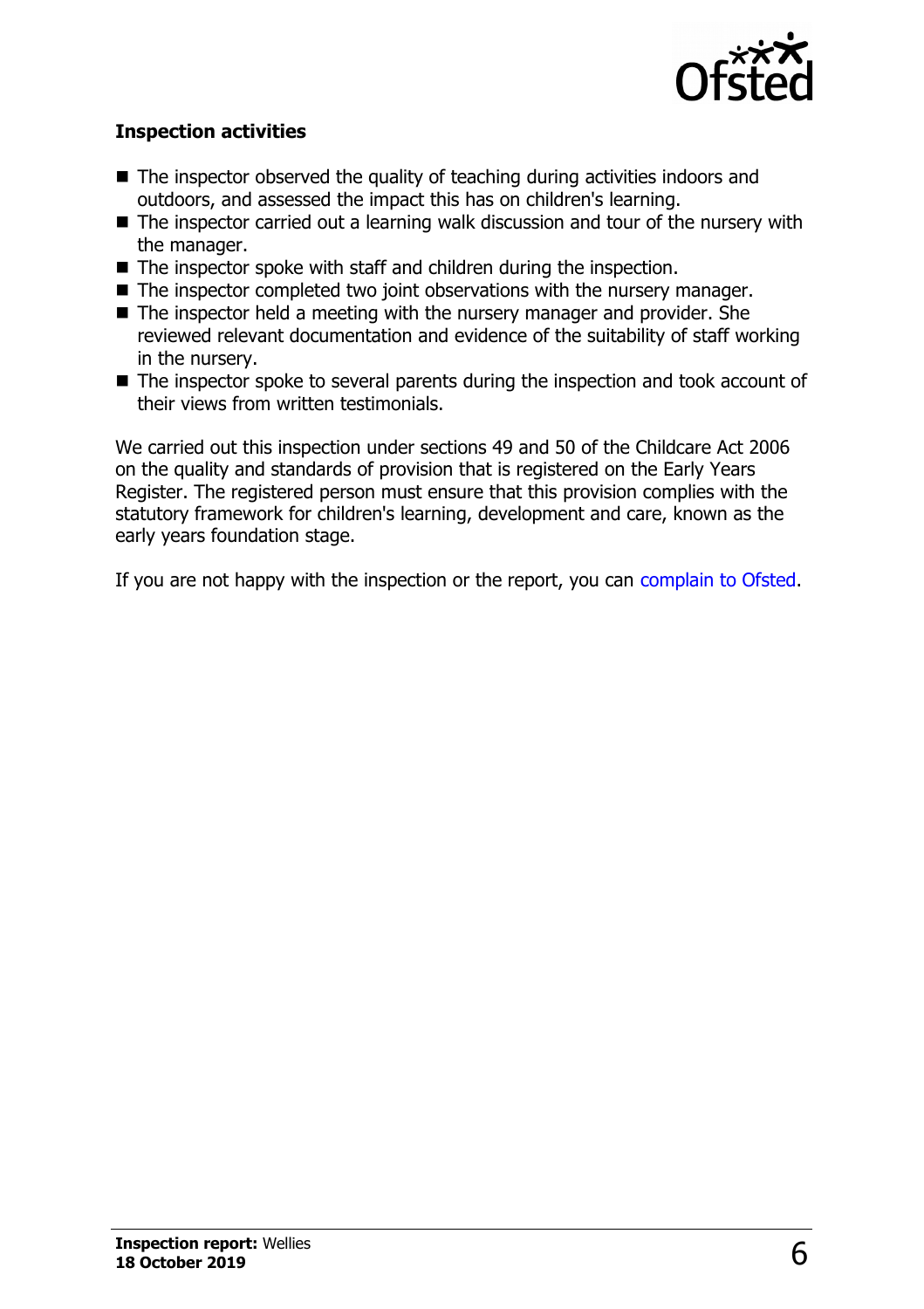## Inspection activities

- The inspector observed the quality of teaching during activities indoors and outdoors, and assessed the impact this has on children's learning.
- The inspector carried out a learning walk discussion and tour of the nursery with the manager.
- The inspector spoke with staff and children during the inspection.
- The inspector completed two joint observations with the nursery manager.
- The inspector held a meeting with the nursery manager and provider. She reviewed relevant documentation and evidence of the suitability of staff working in the nursery.
- The inspector spoke to several parents during the inspection and took account of their views from written testimonials.

We carried out this inspection under sections 49 and 50 of the Childcare Act 2006 on the quality and standards of provision that is registered on the Early Years Register. The registered person must ensure that this provision complies with the statutory framework for children's learning, development and care, known as the early years foundation stage.

If you are not happy with the inspection or the report, you can complain to Ofsted.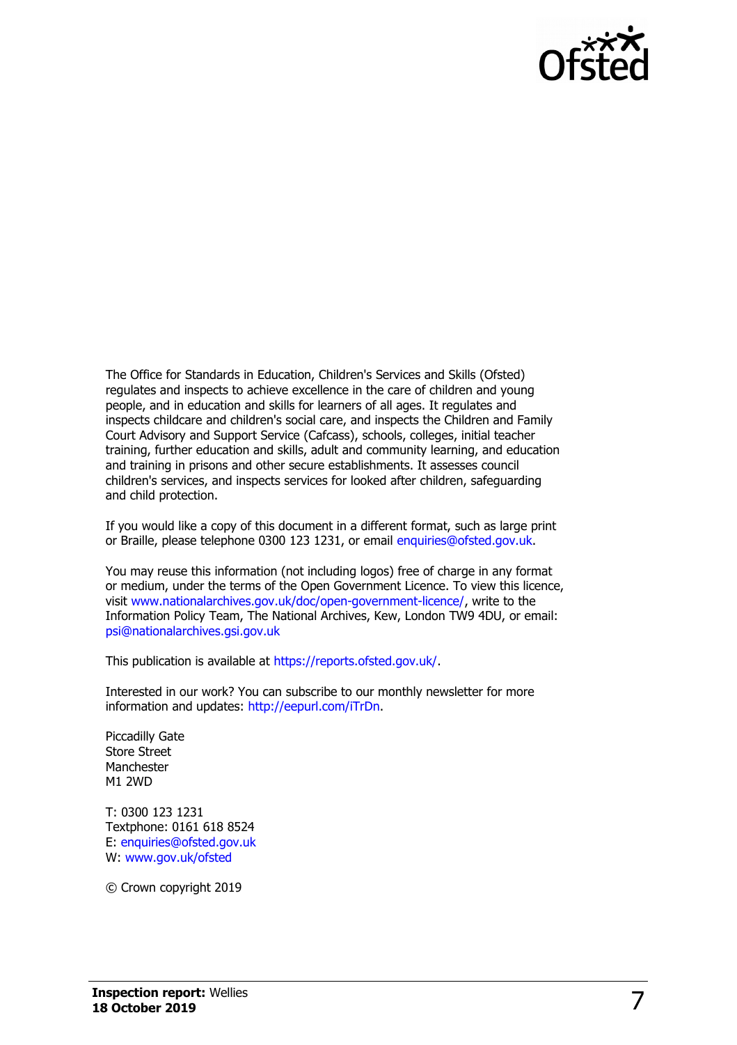The Office for Standards in Education, Children's Services and Skills (Ofsted) regulates and inspects to achieve excellence in the care of children and young people, and in education and skills for learners of all ages. It regulates and inspects childcare and children's social care, and inspects the Children and Family Court Advisory and Support Service (Cafcass), schools, colleges, initial teacher training, further education and skills, adult and community learning, and education and training in prisons and other secure establishments. It assesses council children's services, and inspects services for looked after children, safeguarding and child protection.

If you would like a copy of this document in a different format, such as large print or Braille, please telephone 0300 123 1231, or email enquiries@ofsted.gov.uk.

You may reuse this information (not including logos) free of charge in any format or medium, under the terms of the Open Government Licence. To view this licence, visit www.nationalarchives.gov.uk/doc/open-government-licence/, write to the Information Policy Team, The National Archives, Kew, London TW9 4DU, or email: psi@nationalarchives.gsi.gov.uk

This publication is available at https://reports.ofsted.gov.uk/.

Interested in our work? You can subscribe to our monthly newsletter for more information and updates: http://eepurl.com/iTrDn.

Piccadilly Gate
Store Street
Manchester
M1 2WD

T: 0300 123 1231
Textphone: 0161 618 8524
E: enquiries@ofsted.gov.uk
W: www.gov.uk/ofsted

© Crown copyright 2019